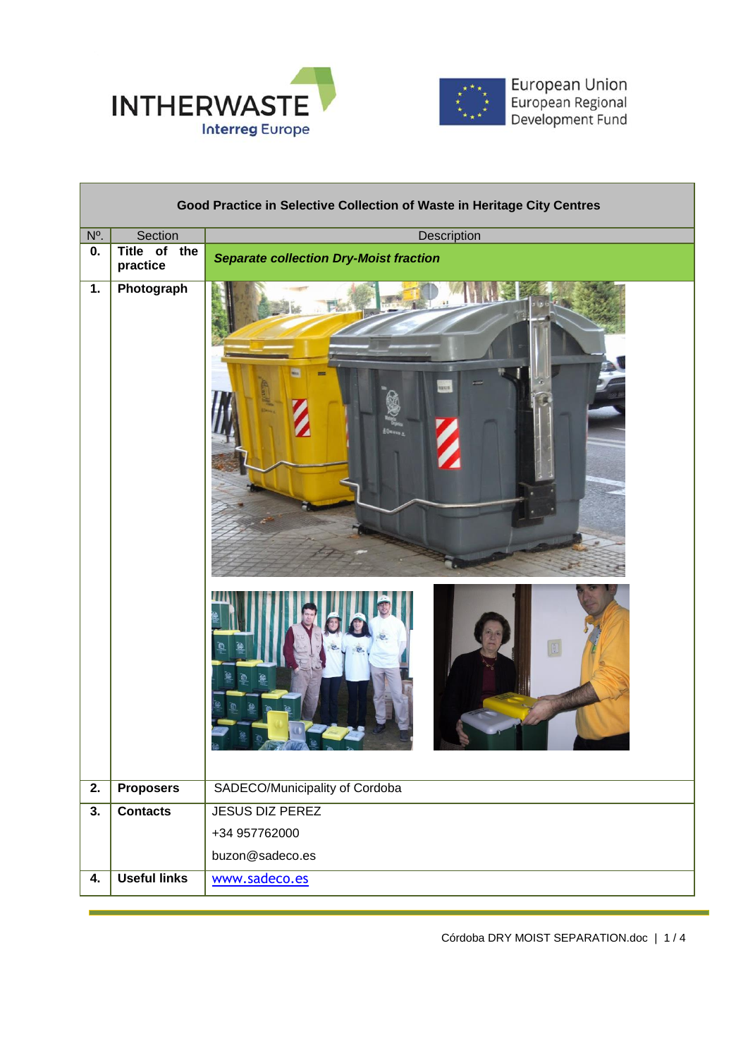INTHERWASTE
Interreg Europe

European Union
European Regional
Development Fund

| Good Practice in Selective Collection of Waste in Heritage City Centres | | |
|---|---|---|
| Nº. | Section | Description |
| **0.** | **Title of the practice** | ***Separate collection Dry-Moist fraction*** |
| **1.** | **Photograph** | |
| **2.** | **Proposers** | SADECO/Municipality of Cordoba |
| **3.** | **Contacts** | JESUS DIZ PEREZ<br>+34 957762000<br>buzon@sadeco.es |
| **4.** | **Useful links** | [www.sadeco.es](http://www.sadeco.es) |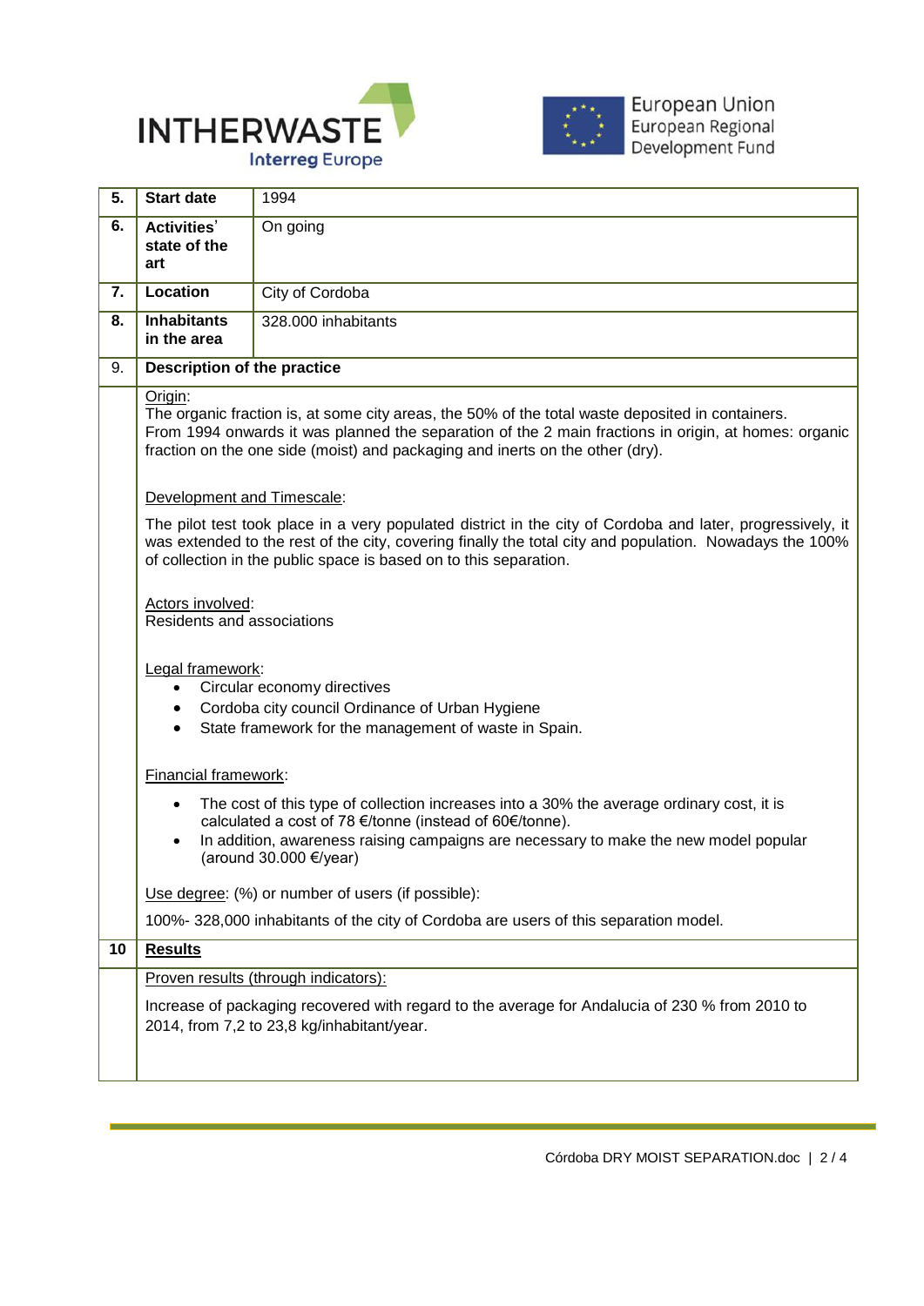| | | |
|---|---|---|
| **5.** | **Start date** | 1994 |
| **6.** | **Activities' state of the art** | On going |
| **7.** | **Location** | City of Cordoba |
| **8.** | **Inhabitants in the area** | 328.000 inhabitants |

**9. Description of the practice**

Origin:
The organic fraction is, at some city areas, the 50% of the total waste deposited in containers.
From 1994 onwards it was planned the separation of the 2 main fractions in origin, at homes: organic fraction on the one side (moist) and packaging and inerts on the other (dry).

Development and Timescale:

The pilot test took place in a very populated district in the city of Cordoba and later, progressively, it was extended to the rest of the city, covering finally the total city and population. Nowadays the 100% of collection in the public space is based on to this separation.

Actors involved:
Residents and associations

Legal framework:

- Circular economy directives
- Cordoba city council Ordinance of Urban Hygiene
- State framework for the management of waste in Spain.

Financial framework:

- The cost of this type of collection increases into a 30% the average ordinary cost, it is calculated a cost of 78 €/tonne (instead of 60€/tonne).
- In addition, awareness raising campaigns are necessary to make the new model popular (around 30.000 €/year)

Use degree: (%) or number of users (if possible):

100%- 328,000 inhabitants of the city of Cordoba are users of this separation model.

**10 Results**

Proven results (through indicators):

Increase of packaging recovered with regard to the average for Andalucia of 230 % from 2010 to 2014, from 7,2 to 23,8 kg/inhabitant/year.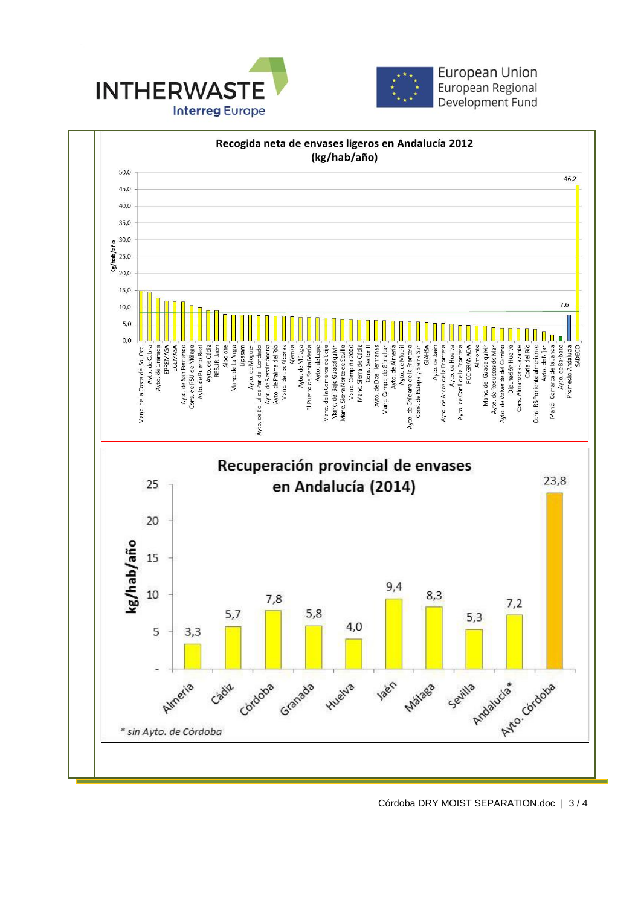**Recogida neta de envases ligeros en Andalucía 2012 (kg/hab/año)**

| Entidad | kg/hab/año |
|---|---|
| Manc. de la Costa del Sol Occ. | |
| Ayto. de Cabra | |
| Ayto. de Granada | |
| EPREMASA | |
| EGEMASA | |
| Ayto. de San Fernando | |
| Cons. de RSU de Málaga | |
| Ayto. de Puerto Real | |
| Ayto. de Cádiz | |
| RESUR Jaén | |
| Albolote | |
| Manc. de La Vega | |
| Lipasam | |
| Ayto. de Vícar | |
| Ayto. de Bollullos Par del Condado | |
| Ayto. de Benalmádena | |
| Ayto. de Palma del Río | |
| Manc. de Los Alcores | |
| Ajemsa | |
| Ayto. de Málaga | |
| El Puerto de Santa María | |
| Ayto. de Lepe | |
| Manc. de la Comarca de Écija | |
| Manc. del Bajo Guadalquivir | |
| Manc. Sierra Norte de Sevilla | |
| Manc. Campiña 2000 | |
| Manc. Sierra de Cádiz | |
| Cons. Sector II | |
| Ayto. de Dos Hermanas | |
| Manc. Campo de Gibraltar | |
| Ayto. de Almería | |
| Ayto. de Motril | |
| Ayto. de Chiclana de la Frontera | |
| Cons. de Estepa y Sierra Sur | |
| GIAHSA | |
| Ayto. de Jaén | |
| Ayto. de Arcos de la Frontera | |
| Ayto. de Huelva | |
| Ayto. de Conil de la Frontera | |
| FCC GRANADA | |
| Almonte | |
| Manc. del Guadalquivir | |
| Ayto. de Roquetas de Mar | |
| Ayto. de Valverde del Camino | |
| Diputación Huelva | |
| Cons. Almanzora-Levante | |
| Coria del Río | |
| Cons. RS Poniente almeriense | |
| Ayto. de Níjar | |
| Manc. Comarca de la Janda | |
| Ayto. de Barbate | |
| Promedio Andalucía | 7,6 |
| SADECO | 46,2 |

**Recuperación provincial de envases en Andalucía (2014)**

| Provincia | kg/hab/año |
|---|---|
| Almería | 3,3 |
| Cádiz | 5,7 |
| Córdoba | 7,8 |
| Granada | 5,8 |
| Huelva | 4,0 |
| Jaén | 9,4 |
| Málaga | 8,3 |
| Sevilla | 5,3 |
| Andalucía* | 7,2 |
| Ayto. Córdoba | 23,8 |

*\* sin Ayto. de Córdoba*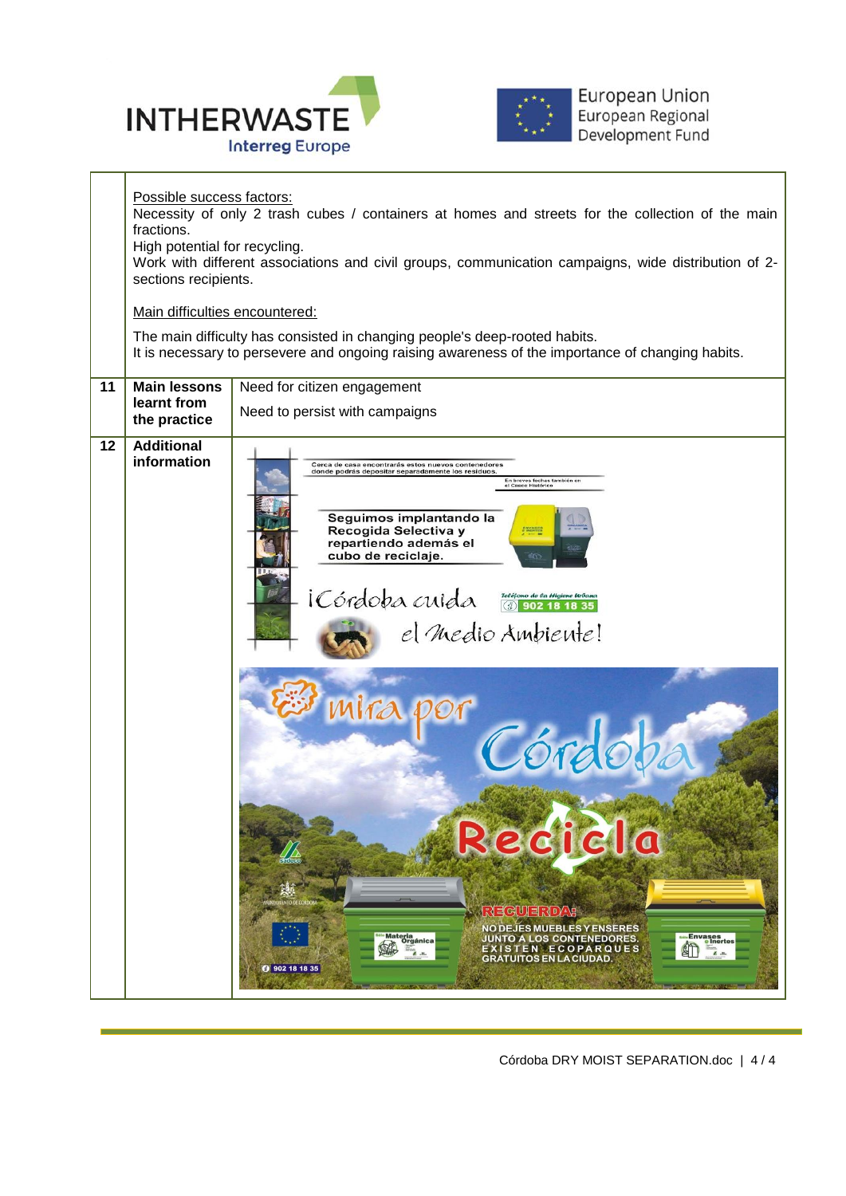| | | |
|---|---|---|
| | Possible success factors:<br>Necessity of only 2 trash cubes / containers at homes and streets for the collection of the main fractions.<br>High potential for recycling.<br>Work with different associations and civil groups, communication campaigns, wide distribution of 2-sections recipients.<br><br>Main difficulties encountered:<br><br>The main difficulty has consisted in changing people's deep-rooted habits.<br>It is necessary to persevere and ongoing raising awareness of the importance of changing habits. | |
| **11** | **Main lessons learnt from the practice** | Need for citizen engagement<br>Need to persist with campaigns |
| **12** | **Additional information** | Cerca de casa encontrarás estos nuevos contenedores donde podrás depositar separadamente los residuos.<br>En breves fechas también en el Casco Histórico<br>Seguimos implantando la Recogida Selectiva y repartiendo además el cubo de reciclaje.<br>¡Córdoba cuida el Medio Ambiente!<br>Teléfono de la Higiene Urbana 902 18 18 35<br><br>mira por Córdoba Recicla<br>RECUERDA: NO DEJES MUEBLES Y ENSERES JUNTO A LOS CONTENEDORES. EXISTEN ECOPARQUES GRATUITOS EN LA CIUDAD.<br>Materia Orgánica<br>Envases e Inertes<br>902 18 18 35 |